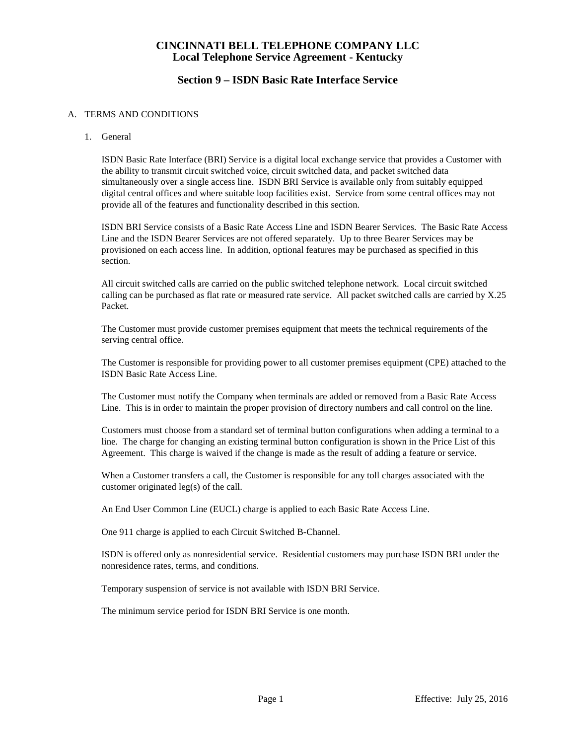# CINCINNATI BELL TELEPHONE COMPANY LLC
## Local Telephone Service Agreement - Kentucky

## Section 9 – ISDN Basic Rate Interface Service

A. TERMS AND CONDITIONS

1. General

   ISDN Basic Rate Interface (BRI) Service is a digital local exchange service that provides a Customer with the ability to transmit circuit switched voice, circuit switched data, and packet switched data simultaneously over a single access line. ISDN BRI Service is available only from suitably equipped digital central offices and where suitable loop facilities exist. Service from some central offices may not provide all of the features and functionality described in this section.

   ISDN BRI Service consists of a Basic Rate Access Line and ISDN Bearer Services. The Basic Rate Access Line and the ISDN Bearer Services are not offered separately. Up to three Bearer Services may be provisioned on each access line. In addition, optional features may be purchased as specified in this section.

   All circuit switched calls are carried on the public switched telephone network. Local circuit switched calling can be purchased as flat rate or measured rate service. All packet switched calls are carried by X.25 Packet.

   The Customer must provide customer premises equipment that meets the technical requirements of the serving central office.

   The Customer is responsible for providing power to all customer premises equipment (CPE) attached to the ISDN Basic Rate Access Line.

   The Customer must notify the Company when terminals are added or removed from a Basic Rate Access Line. This is in order to maintain the proper provision of directory numbers and call control on the line.

   Customers must choose from a standard set of terminal button configurations when adding a terminal to a line. The charge for changing an existing terminal button configuration is shown in the Price List of this Agreement. This charge is waived if the change is made as the result of adding a feature or service.

   When a Customer transfers a call, the Customer is responsible for any toll charges associated with the customer originated leg(s) of the call.

   An End User Common Line (EUCL) charge is applied to each Basic Rate Access Line.

   One 911 charge is applied to each Circuit Switched B-Channel.

   ISDN is offered only as nonresidential service. Residential customers may purchase ISDN BRI under the nonresidence rates, terms, and conditions.

   Temporary suspension of service is not available with ISDN BRI Service.

   The minimum service period for ISDN BRI Service is one month.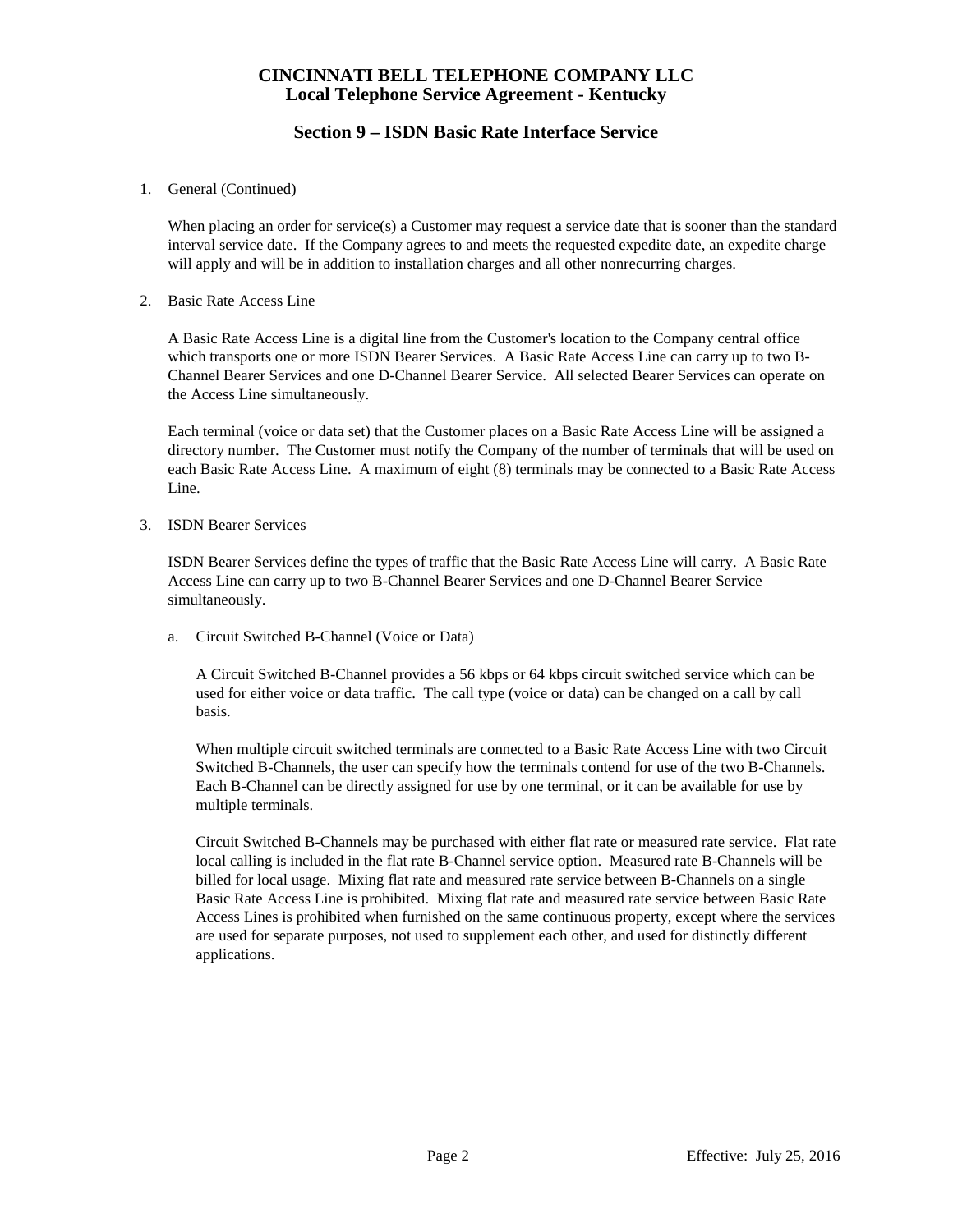# CINCINNATI BELL TELEPHONE COMPANY LLC
## Local Telephone Service Agreement - Kentucky

## Section 9 – ISDN Basic Rate Interface Service

1. General (Continued)

   When placing an order for service(s) a Customer may request a service date that is sooner than the standard interval service date. If the Company agrees to and meets the requested expedite date, an expedite charge will apply and will be in addition to installation charges and all other nonrecurring charges.

2. Basic Rate Access Line

   A Basic Rate Access Line is a digital line from the Customer's location to the Company central office which transports one or more ISDN Bearer Services. A Basic Rate Access Line can carry up to two B-Channel Bearer Services and one D-Channel Bearer Service. All selected Bearer Services can operate on the Access Line simultaneously.

   Each terminal (voice or data set) that the Customer places on a Basic Rate Access Line will be assigned a directory number. The Customer must notify the Company of the number of terminals that will be used on each Basic Rate Access Line. A maximum of eight (8) terminals may be connected to a Basic Rate Access Line.

3. ISDN Bearer Services

   ISDN Bearer Services define the types of traffic that the Basic Rate Access Line will carry. A Basic Rate Access Line can carry up to two B-Channel Bearer Services and one D-Channel Bearer Service simultaneously.

   a. Circuit Switched B-Channel (Voice or Data)

      A Circuit Switched B-Channel provides a 56 kbps or 64 kbps circuit switched service which can be used for either voice or data traffic. The call type (voice or data) can be changed on a call by call basis.

      When multiple circuit switched terminals are connected to a Basic Rate Access Line with two Circuit Switched B-Channels, the user can specify how the terminals contend for use of the two B-Channels. Each B-Channel can be directly assigned for use by one terminal, or it can be available for use by multiple terminals.

      Circuit Switched B-Channels may be purchased with either flat rate or measured rate service. Flat rate local calling is included in the flat rate B-Channel service option. Measured rate B-Channels will be billed for local usage. Mixing flat rate and measured rate service between B-Channels on a single Basic Rate Access Line is prohibited. Mixing flat rate and measured rate service between Basic Rate Access Lines is prohibited when furnished on the same continuous property, except where the services are used for separate purposes, not used to supplement each other, and used for distinctly different applications.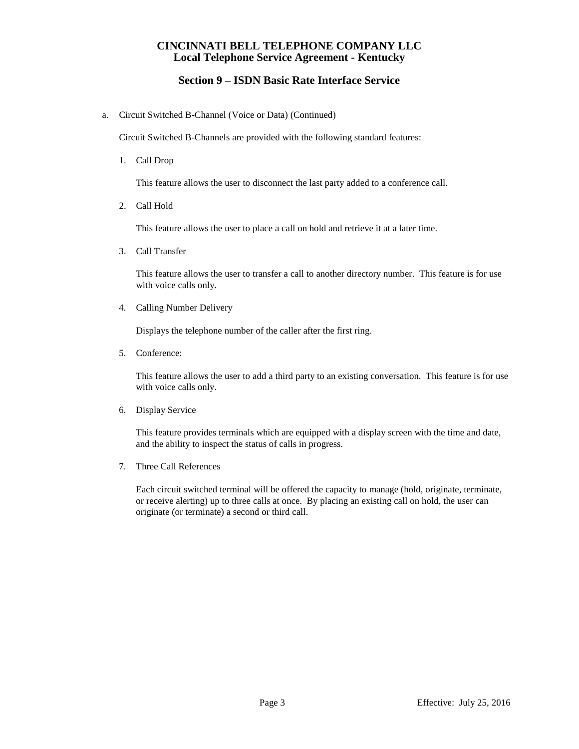# CINCINNATI BELL TELEPHONE COMPANY LLC
# Local Telephone Service Agreement - Kentucky

## Section 9 – ISDN Basic Rate Interface Service

a. Circuit Switched B-Channel (Voice or Data) (Continued)

Circuit Switched B-Channels are provided with the following standard features:

1. Call Drop

   This feature allows the user to disconnect the last party added to a conference call.

2. Call Hold

   This feature allows the user to place a call on hold and retrieve it at a later time.

3. Call Transfer

   This feature allows the user to transfer a call to another directory number. This feature is for use with voice calls only.

4. Calling Number Delivery

   Displays the telephone number of the caller after the first ring.

5. Conference:

   This feature allows the user to add a third party to an existing conversation. This feature is for use with voice calls only.

6. Display Service

   This feature provides terminals which are equipped with a display screen with the time and date, and the ability to inspect the status of calls in progress.

7. Three Call References

   Each circuit switched terminal will be offered the capacity to manage (hold, originate, terminate, or receive alerting) up to three calls at once. By placing an existing call on hold, the user can originate (or terminate) a second or third call.

Effective: July 25, 2016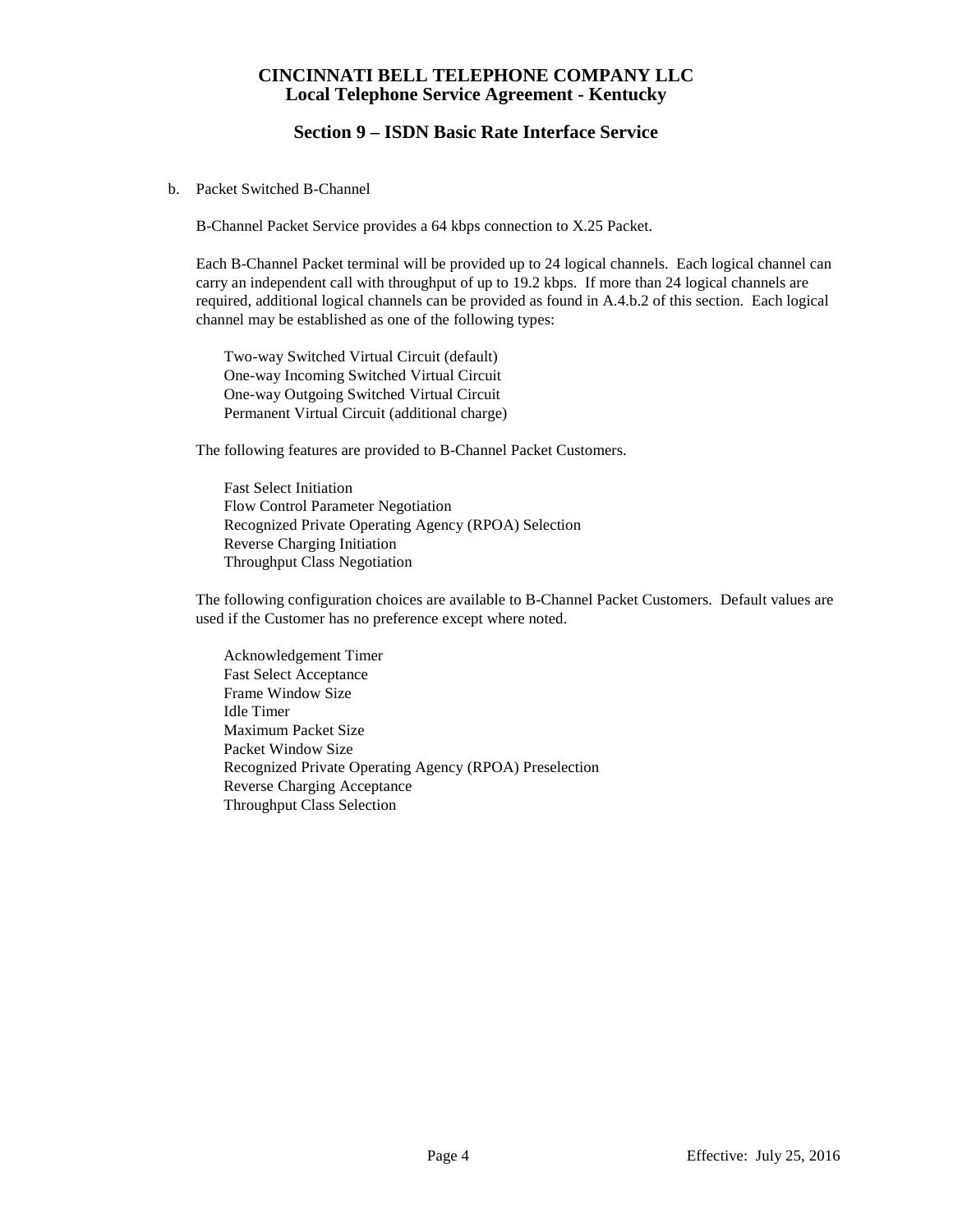b. Packet Switched B-Channel

B-Channel Packet Service provides a 64 kbps connection to X.25 Packet.

Each B-Channel Packet terminal will be provided up to 24 logical channels. Each logical channel can carry an independent call with throughput of up to 19.2 kbps. If more than 24 logical channels are required, additional logical channels can be provided as found in A.4.b.2 of this section. Each logical channel may be established as one of the following types:

Two-way Switched Virtual Circuit (default)
One-way Incoming Switched Virtual Circuit
One-way Outgoing Switched Virtual Circuit
Permanent Virtual Circuit (additional charge)

The following features are provided to B-Channel Packet Customers.

Fast Select Initiation
Flow Control Parameter Negotiation
Recognized Private Operating Agency (RPOA) Selection
Reverse Charging Initiation
Throughput Class Negotiation

The following configuration choices are available to B-Channel Packet Customers. Default values are used if the Customer has no preference except where noted.

Acknowledgement Timer
Fast Select Acceptance
Frame Window Size
Idle Timer
Maximum Packet Size
Packet Window Size
Recognized Private Operating Agency (RPOA) Preselection
Reverse Charging Acceptance
Throughput Class Selection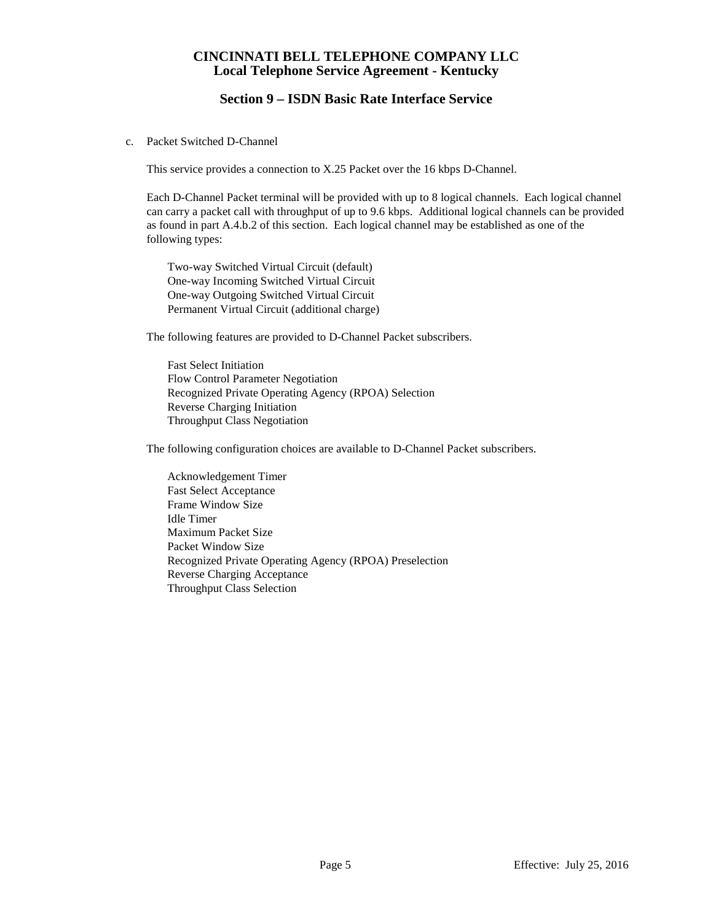c. Packet Switched D-Channel

This service provides a connection to X.25 Packet over the 16 kbps D-Channel.

Each D-Channel Packet terminal will be provided with up to 8 logical channels. Each logical channel can carry a packet call with throughput of up to 9.6 kbps. Additional logical channels can be provided as found in part A.4.b.2 of this section. Each logical channel may be established as one of the following types:

- Two-way Switched Virtual Circuit (default)
- One-way Incoming Switched Virtual Circuit
- One-way Outgoing Switched Virtual Circuit
- Permanent Virtual Circuit (additional charge)

The following features are provided to D-Channel Packet subscribers.

- Fast Select Initiation
- Flow Control Parameter Negotiation
- Recognized Private Operating Agency (RPOA) Selection
- Reverse Charging Initiation
- Throughput Class Negotiation

The following configuration choices are available to D-Channel Packet subscribers.

- Acknowledgement Timer
- Fast Select Acceptance
- Frame Window Size
- Idle Timer
- Maximum Packet Size
- Packet Window Size
- Recognized Private Operating Agency (RPOA) Preselection
- Reverse Charging Acceptance
- Throughput Class Selection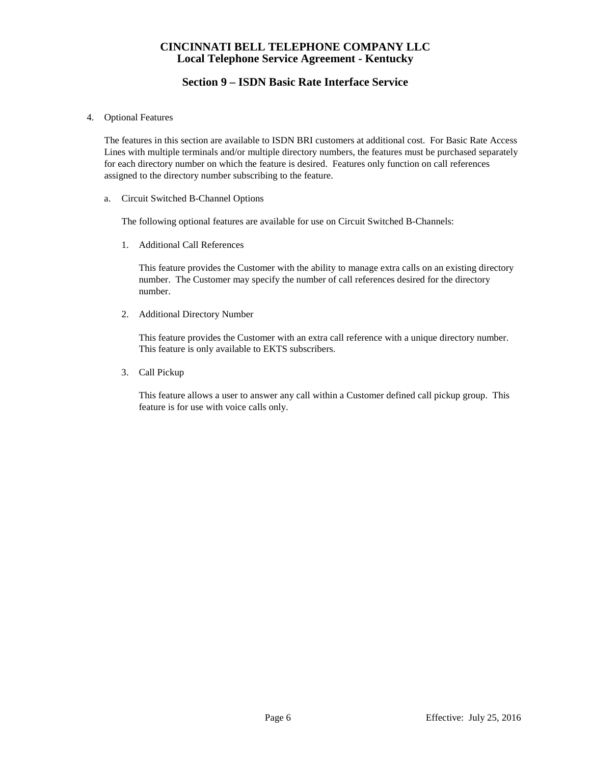4. Optional Features

   The features in this section are available to ISDN BRI customers at additional cost. For Basic Rate Access Lines with multiple terminals and/or multiple directory numbers, the features must be purchased separately for each directory number on which the feature is desired. Features only function on call references assigned to the directory number subscribing to the feature.

   a. Circuit Switched B-Channel Options

      The following optional features are available for use on Circuit Switched B-Channels:

      1. Additional Call References

         This feature provides the Customer with the ability to manage extra calls on an existing directory number. The Customer may specify the number of call references desired for the directory number.

      2. Additional Directory Number

         This feature provides the Customer with an extra call reference with a unique directory number. This feature is only available to EKTS subscribers.

      3. Call Pickup

         This feature allows a user to answer any call within a Customer defined call pickup group. This feature is for use with voice calls only.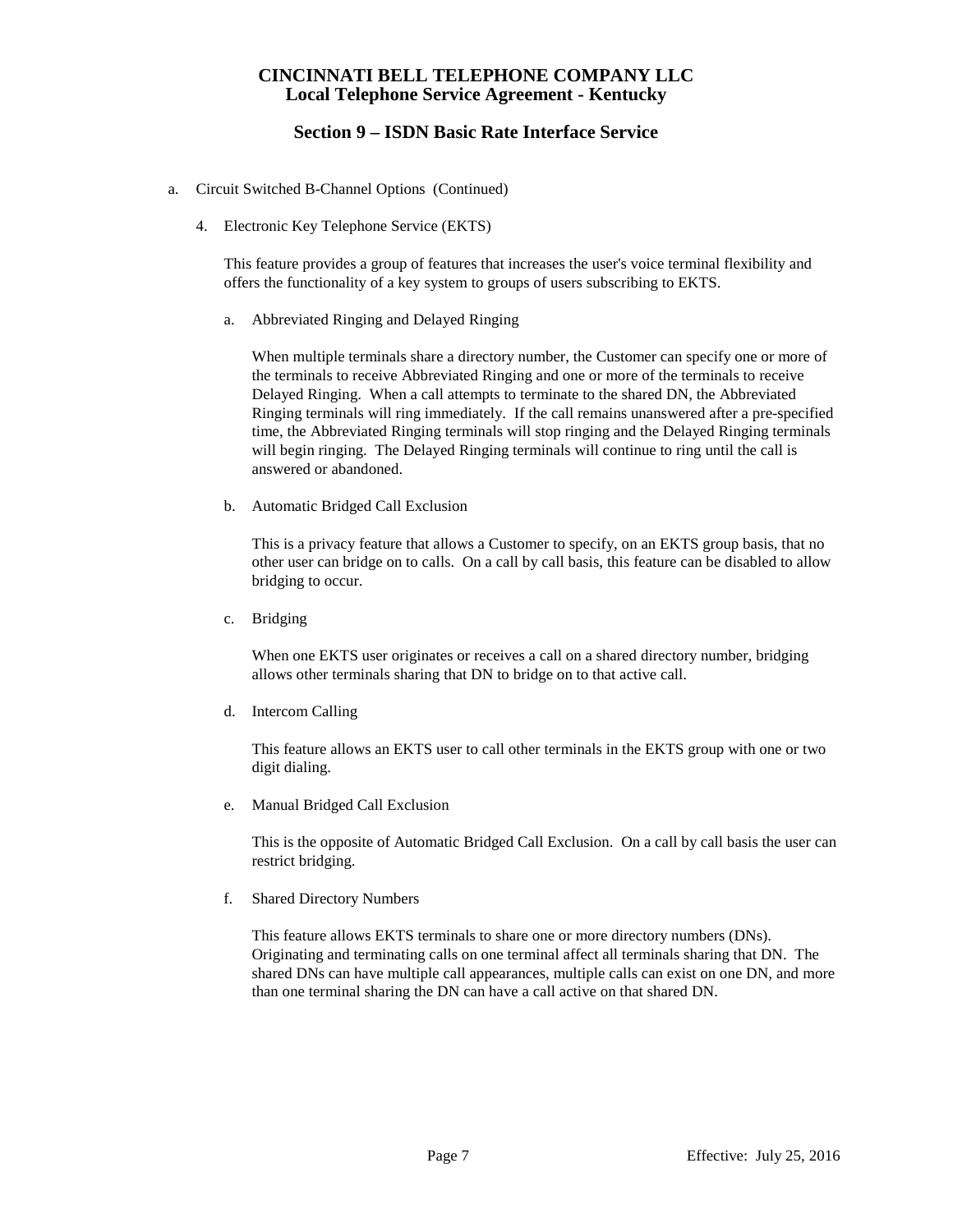# CINCINNATI BELL TELEPHONE COMPANY LLC
## Local Telephone Service Agreement - Kentucky

## Section 9 – ISDN Basic Rate Interface Service

a. Circuit Switched B-Channel Options (Continued)

4. Electronic Key Telephone Service (EKTS)

   This feature provides a group of features that increases the user's voice terminal flexibility and offers the functionality of a key system to groups of users subscribing to EKTS.

   a. Abbreviated Ringing and Delayed Ringing

      When multiple terminals share a directory number, the Customer can specify one or more of the terminals to receive Abbreviated Ringing and one or more of the terminals to receive Delayed Ringing. When a call attempts to terminate to the shared DN, the Abbreviated Ringing terminals will ring immediately. If the call remains unanswered after a pre-specified time, the Abbreviated Ringing terminals will stop ringing and the Delayed Ringing terminals will begin ringing. The Delayed Ringing terminals will continue to ring until the call is answered or abandoned.

   b. Automatic Bridged Call Exclusion

      This is a privacy feature that allows a Customer to specify, on an EKTS group basis, that no other user can bridge on to calls. On a call by call basis, this feature can be disabled to allow bridging to occur.

   c. Bridging

      When one EKTS user originates or receives a call on a shared directory number, bridging allows other terminals sharing that DN to bridge on to that active call.

   d. Intercom Calling

      This feature allows an EKTS user to call other terminals in the EKTS group with one or two digit dialing.

   e. Manual Bridged Call Exclusion

      This is the opposite of Automatic Bridged Call Exclusion. On a call by call basis the user can restrict bridging.

   f. Shared Directory Numbers

      This feature allows EKTS terminals to share one or more directory numbers (DNs). Originating and terminating calls on one terminal affect all terminals sharing that DN. The shared DNs can have multiple call appearances, multiple calls can exist on one DN, and more than one terminal sharing the DN can have a call active on that shared DN.

Effective: July 25, 2016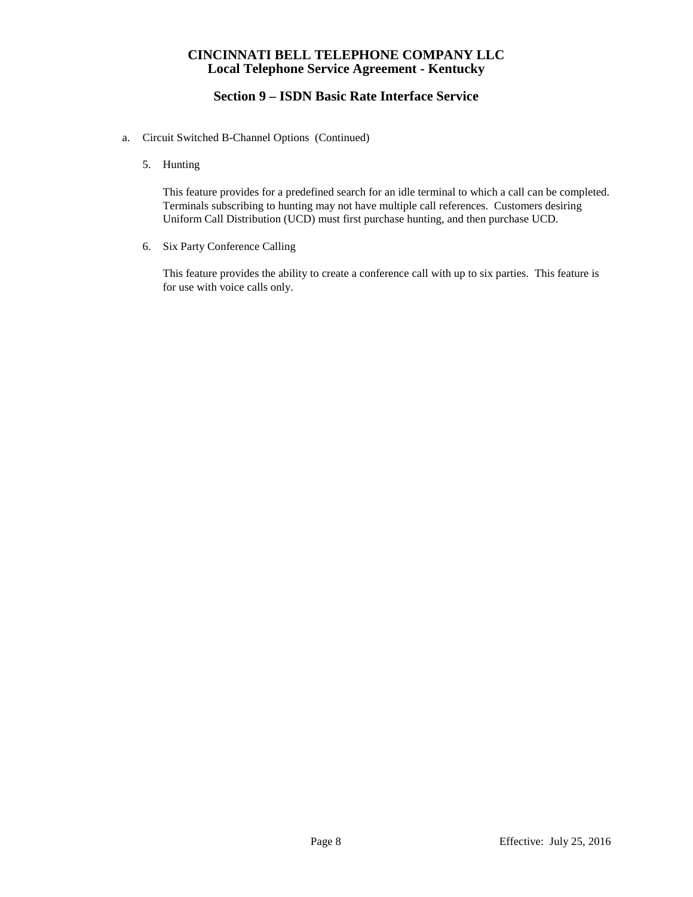a. Circuit Switched B-Channel Options (Continued)

5. Hunting

   This feature provides for a predefined search for an idle terminal to which a call can be completed. Terminals subscribing to hunting may not have multiple call references. Customers desiring Uniform Call Distribution (UCD) must first purchase hunting, and then purchase UCD.

6. Six Party Conference Calling

   This feature provides the ability to create a conference call with up to six parties. This feature is for use with voice calls only.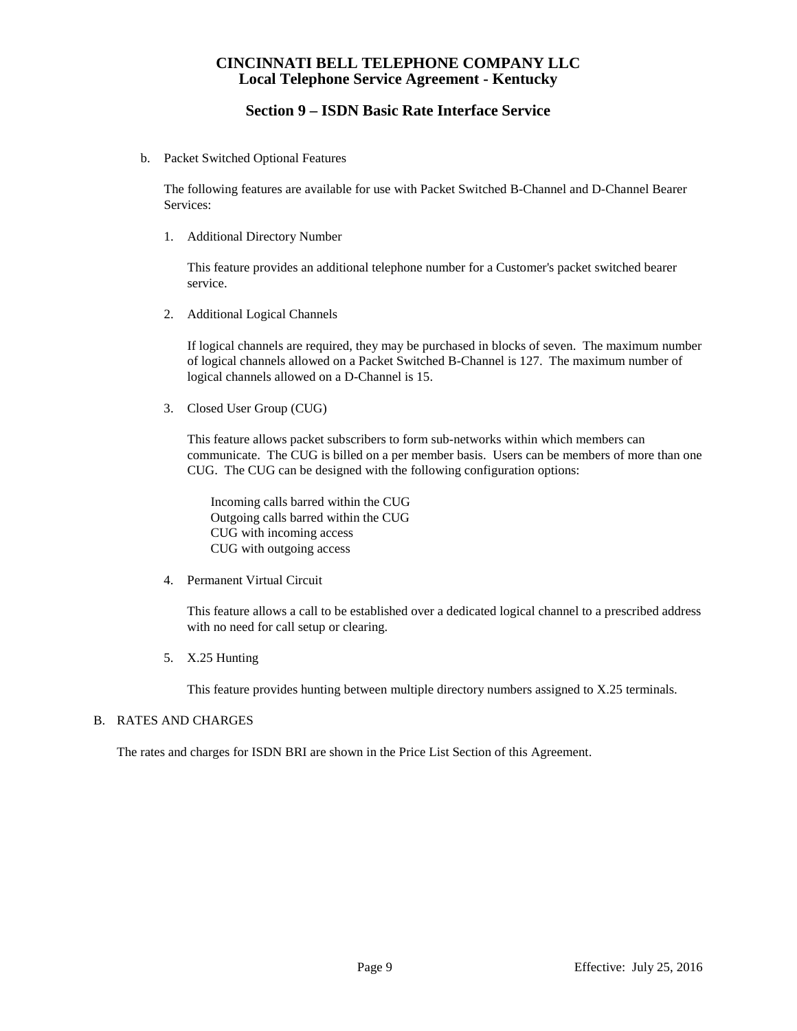b. Packet Switched Optional Features

The following features are available for use with Packet Switched B-Channel and D-Channel Bearer Services:

1. Additional Directory Number

   This feature provides an additional telephone number for a Customer's packet switched bearer service.

2. Additional Logical Channels

   If logical channels are required, they may be purchased in blocks of seven. The maximum number of logical channels allowed on a Packet Switched B-Channel is 127. The maximum number of logical channels allowed on a D-Channel is 15.

3. Closed User Group (CUG)

   This feature allows packet subscribers to form sub-networks within which members can communicate. The CUG is billed on a per member basis. Users can be members of more than one CUG. The CUG can be designed with the following configuration options:

   Incoming calls barred within the CUG
   Outgoing calls barred within the CUG
   CUG with incoming access
   CUG with outgoing access

4. Permanent Virtual Circuit

   This feature allows a call to be established over a dedicated logical channel to a prescribed address with no need for call setup or clearing.

5. X.25 Hunting

   This feature provides hunting between multiple directory numbers assigned to X.25 terminals.

B. RATES AND CHARGES

The rates and charges for ISDN BRI are shown in the Price List Section of this Agreement.